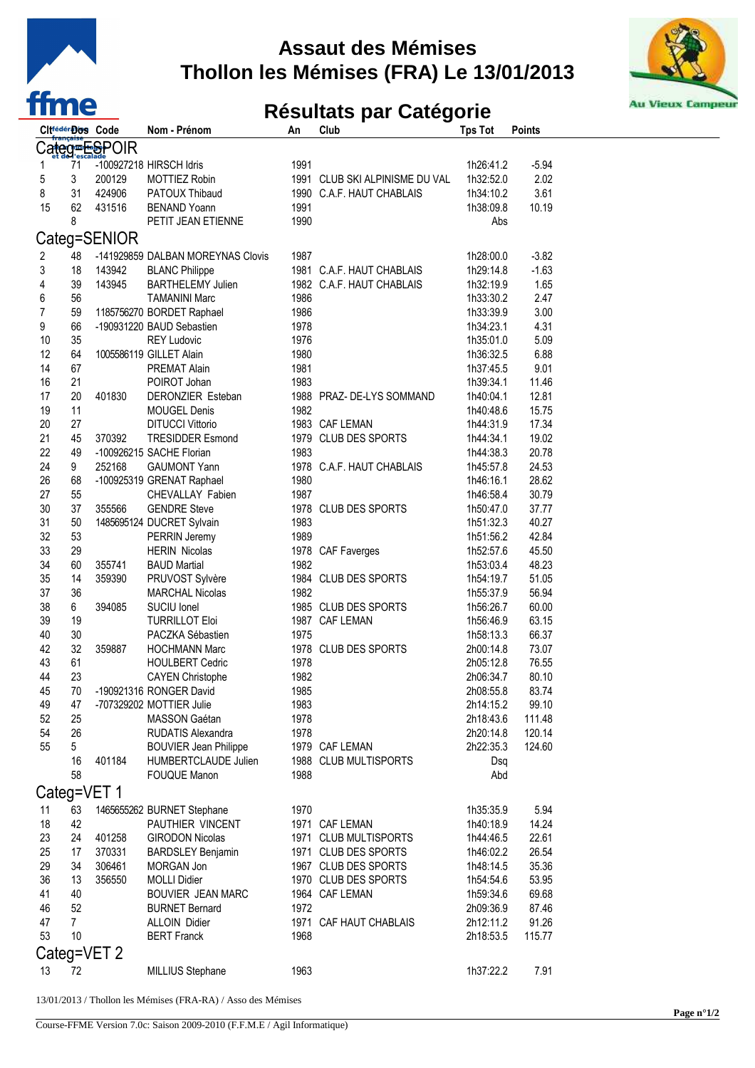# Assaut des Mémises

# Thollon les Mémises (FRA) Le 13/01/2013

## Résultats par Catégorie

| Clt | Dos | Code | Nom - Prénom | An | Club | Tps Tot | Points |
|---|---|---|---|---|---|---|---|
| **Categ=ESPOIR** | | | | | | | |
| 1 | 71 | -100927218 | HIRSCH Idris | 1991 | | 1h26:41.2 | -5.94 |
| 5 | 3 | 200129 | MOTTIEZ Robin | 1991 | CLUB SKI ALPINISME DU VAL | 1h32:52.0 | 2.02 |
| 8 | 31 | 424906 | PATOUX Thibaud | 1990 | C.A.F. HAUT CHABLAIS | 1h34:10.2 | 3.61 |
| 15 | 62 | 431516 | BENAND Yoann | 1991 | | 1h38:09.8 | 10.19 |
| | 8 | | PETIT JEAN ETIENNE | 1990 | | Abs | |
| **Categ=SENIOR** | | | | | | | |
| 2 | 48 | -141929859 | DALBAN MOREYNAS Clovis | 1987 | | 1h28:00.0 | -3.82 |
| 3 | 18 | 143942 | BLANC Philippe | 1981 | C.A.F. HAUT CHABLAIS | 1h29:14.8 | -1.63 |
| 4 | 39 | 143945 | BARTHELEMY Julien | 1982 | C.A.F. HAUT CHABLAIS | 1h32:19.9 | 1.65 |
| 6 | 56 | | TAMANINI Marc | 1986 | | 1h33:30.2 | 2.47 |
| 7 | 59 | 1185756270 | BORDET Raphael | 1986 | | 1h33:39.9 | 3.00 |
| 9 | 66 | -190931220 | BAUD Sebastien | 1978 | | 1h34:23.1 | 4.31 |
| 10 | 35 | | REY Ludovic | 1976 | | 1h35:01.0 | 5.09 |
| 12 | 64 | 1005586119 | GILLET Alain | 1980 | | 1h36:32.5 | 6.88 |
| 14 | 67 | | PREMAT Alain | 1981 | | 1h37:45.5 | 9.01 |
| 16 | 21 | | POIROT Johan | 1983 | | 1h39:34.1 | 11.46 |
| 17 | 20 | 401830 | DERONZIER Esteban | 1988 | PRAZ- DE-LYS SOMMAND | 1h40:04.1 | 12.81 |
| 19 | 11 | | MOUGEL Denis | 1982 | | 1h40:48.6 | 15.75 |
| 20 | 27 | | DITUCCI Vittorio | 1983 | CAF LEMAN | 1h44:31.9 | 17.34 |
| 21 | 45 | 370392 | TRESIDDER Esmond | 1979 | CLUB DES SPORTS | 1h44:34.1 | 19.02 |
| 22 | 49 | -100926215 | SACHE Florian | 1983 | | 1h44:38.3 | 20.78 |
| 24 | 9 | 252168 | GAUMONT Yann | 1978 | C.A.F. HAUT CHABLAIS | 1h45:57.8 | 24.53 |
| 26 | 68 | -100925319 | GRENAT Raphael | 1980 | | 1h46:16.1 | 28.62 |
| 27 | 55 | | CHEVALLAY Fabien | 1987 | | 1h46:58.4 | 30.79 |
| 30 | 37 | 355566 | GENDRE Steve | 1978 | CLUB DES SPORTS | 1h50:47.0 | 37.77 |
| 31 | 50 | 1485695124 | DUCRET Sylvain | 1983 | | 1h51:32.3 | 40.27 |
| 32 | 53 | | PERRIN Jeremy | 1989 | | 1h51:56.2 | 42.84 |
| 33 | 29 | | HERIN Nicolas | 1978 | CAF Faverges | 1h52:57.6 | 45.50 |
| 34 | 60 | 355741 | BAUD Martial | 1982 | | 1h53:03.4 | 48.23 |
| 35 | 14 | 359390 | PRUVOST Sylvère | 1984 | CLUB DES SPORTS | 1h54:19.7 | 51.05 |
| 37 | 36 | | MARCHAL Nicolas | 1982 | | 1h55:37.9 | 56.94 |
| 38 | 6 | 394085 | SUCIU Ionel | 1985 | CLUB DES SPORTS | 1h56:26.7 | 60.00 |
| 39 | 19 | | TURRILLOT Eloi | 1987 | CAF LEMAN | 1h56:46.9 | 63.15 |
| 40 | 30 | | PACZKA Sébastien | 1975 | | 1h58:13.3 | 66.37 |
| 42 | 32 | 359887 | HOCHMANN Marc | 1978 | CLUB DES SPORTS | 2h00:14.8 | 73.07 |
| 43 | 61 | | HOULBERT Cedric | 1978 | | 2h05:12.8 | 76.55 |
| 44 | 23 | | CAYEN Christophe | 1982 | | 2h06:34.7 | 80.10 |
| 45 | 70 | -190921316 | RONGER David | 1985 | | 2h08:55.8 | 83.74 |
| 49 | 47 | -707329202 | MOTTIER Julie | 1983 | | 2h14:15.2 | 99.10 |
| 52 | 25 | | MASSON Gaétan | 1978 | | 2h18:43.6 | 111.48 |
| 54 | 26 | | RUDATIS Alexandra | 1978 | | 2h20:14.8 | 120.14 |
| 55 | 5 | | BOUVIER Jean Philippe | 1979 | CAF LEMAN | 2h22:35.3 | 124.60 |
| | 16 | 401184 | HUMBERTCLAUDE Julien | 1988 | CLUB MULTISPORTS | Dsq | |
| | 58 | | FOUQUE Manon | 1988 | | Abd | |
| **Categ=VET 1** | | | | | | | |
| 11 | 63 | 1465655262 | BURNET Stephane | 1970 | | 1h35:35.9 | 5.94 |
| 18 | 42 | | PAUTHIER VINCENT | 1971 | CAF LEMAN | 1h40:18.9 | 14.24 |
| 23 | 24 | 401258 | GIRODON Nicolas | 1971 | CLUB MULTISPORTS | 1h44:46.5 | 22.61 |
| 25 | 17 | 370331 | BARDSLEY Benjamin | 1971 | CLUB DES SPORTS | 1h46:02.2 | 26.54 |
| 29 | 34 | 306461 | MORGAN Jon | 1967 | CLUB DES SPORTS | 1h48:14.5 | 35.36 |
| 36 | 13 | 356550 | MOLLI Didier | 1970 | CLUB DES SPORTS | 1h54:54.6 | 53.95 |
| 41 | 40 | | BOUVIER JEAN MARC | 1964 | CAF LEMAN | 1h59:34.6 | 69.68 |
| 46 | 52 | | BURNET Bernard | 1972 | | 2h09:36.9 | 87.46 |
| 47 | 7 | | ALLOIN Didier | 1971 | CAF HAUT CHABLAIS | 2h12:11.2 | 91.26 |
| 53 | 10 | | BERT Franck | 1968 | | 2h18:53.5 | 115.77 |
| **Categ=VET 2** | | | | | | | |
| 13 | 72 | | MILLIUS Stephane | 1963 | | 1h37:22.2 | 7.91 |

13/01/2013 / Thollon les Mémises (FRA-RA) / Asso des Mémises

Course-FFME Version 7.0c: Saison 2009-2010 (F.F.M.E / Agil Informatique)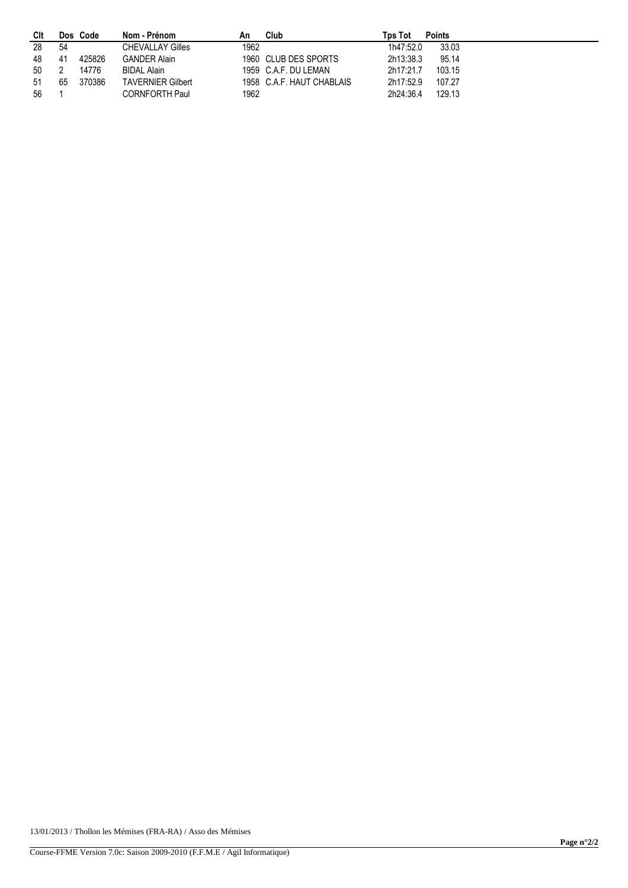| Clt | Dos | Code | Nom - Prénom | An | Club | Tps Tot | Points |
|---|---|---|---|---|---|---|---|
| 28 | 54 | | CHEVALLAY Gilles | 1962 | | 1h47:52.0 | 33.03 |
| 48 | 41 | 425826 | GANDER Alain | 1960 | CLUB DES SPORTS | 2h13:38.3 | 95.14 |
| 50 | 2 | 14776 | BIDAL Alain | 1959 | C.A.F. DU LEMAN | 2h17:21.7 | 103.15 |
| 51 | 65 | 370386 | TAVERNIER Gilbert | 1958 | C.A.F. HAUT CHABLAIS | 2h17:52.9 | 107.27 |
| 56 | 1 | | CORNFORTH Paul | 1962 | | 2h24:36.4 | 129.13 |

13/01/2013 / Thollon les Mémises (FRA-RA) / Asso des Mémises

Course-FFME Version 7.0c: Saison 2009-2010 (F.F.M.E / Agil Informatique)